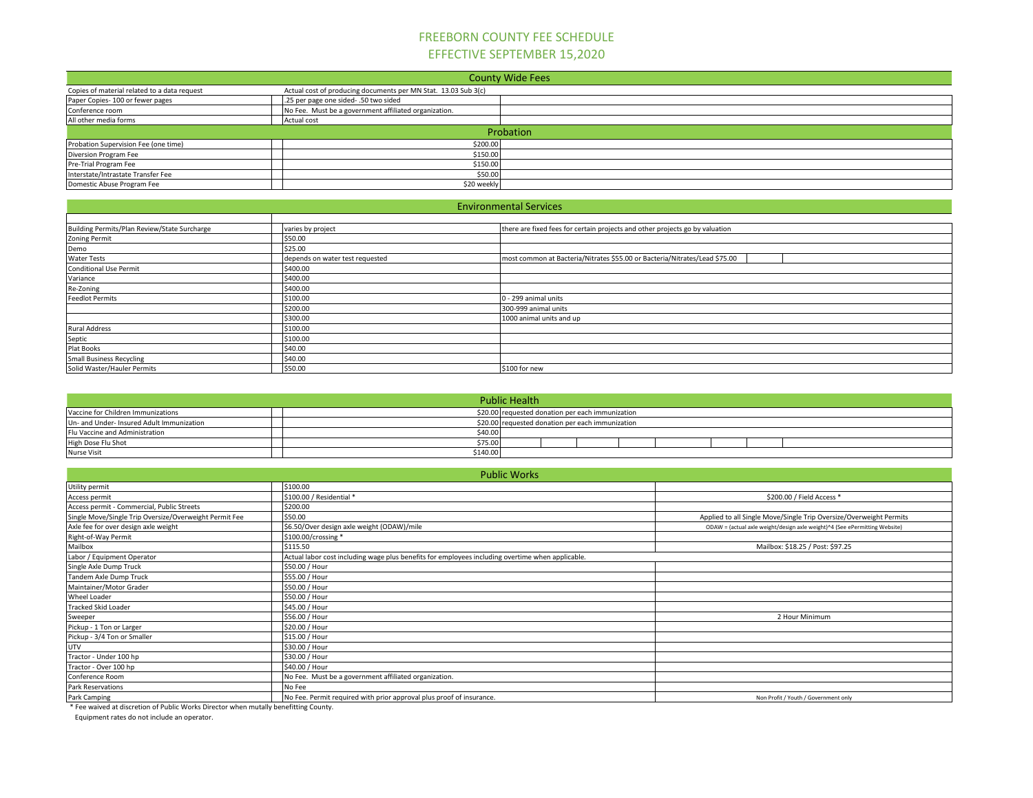# FREEBORN COUNTY FEE SCHEDULE

## EFFECTIVE SEPTEMBER 15,2020

| County Wide Fees | | |
|---|---|---|
| Copies of material related to a data request | Actual cost of producing documents per MN Stat. 13.03 Sub 3(c) | |
| Paper Copies- 100 or fewer pages | .25 per page one sided- .50 two sided | |
| Conference room | No Fee. Must be a government affiliated organization. | |
| All other media forms | Actual cost | |

| Probation | | |
|---|---|---|
| Probation Supervision Fee (one time) | $200.00 | |
| Diversion Program Fee | $150.00 | |
| Pre-Trial Program Fee | $150.00 | |
| Interstate/Intrastate Transfer Fee | $50.00 | |
| Domestic Abuse Program Fee | $20 weekly | |

| Environmental Services | | |
|---|---|---|
| Building Permits/Plan Review/State Surcharge | varies by project | there are fixed fees for certain projects and other projects go by valuation |
| Zoning Permit | $50.00 | |
| Demo | $25.00 | |
| Water Tests | depends on water test requested | most common at Bacteria/Nitrates $55.00 or Bacteria/Nitrates/Lead $75.00 |
| Conditional Use Permit | $400.00 | |
| Variance | $400.00 | |
| Re-Zoning | $400.00 | |
| Feedlot Permits | $100.00 | 0 - 299 animal units |
| | $200.00 | 300-999 animal units |
| | $300.00 | 1000 animal units and up |
| Rural Address | $100.00 | |
| Septic | $100.00 | |
| Plat Books | $40.00 | |
| Small Business Recycling | $40.00 | |
| Solid Waster/Hauler Permits | $50.00 | $100 for new |

| Public Health | | |
|---|---|---|
| Vaccine for Children Immunizations | $20.00 | requested donation per each immunization |
| Un- and Under- Insured Adult Immunization | $20.00 | requested donation per each immunization |
| Flu Vaccine and Administration | $40.00 | |
| High Dose Flu Shot | $75.00 | |
| Nurse Visit | $140.00 | |

| Public Works | | |
|---|---|---|
| Utility permit | $100.00 | |
| Access permit | $100.00 / Residential * | $200.00 / Field Access * |
| Access permit - Commercial, Public Streets | $200.00 | |
| Single Move/Single Trip Oversize/Overweight Permit Fee | $50.00 | Applied to all Single Move/Single Trip Oversize/Overweight Permits |
| Axle fee for over design axle weight | $6.50/Over design axle weight (ODAW)/mile | ODAW = (actual axle weight/design axle weight)^4 (See ePermitting Website) |
| Right-of-Way Permit | $100.00/crossing * | |
| Mailbox | $115.50 | Mailbox: $18.25 / Post: $97.25 |
| Labor / Equipment Operator | Actual labor cost including wage plus benefits for employees including overtime when applicable. | |
| Single Axle Dump Truck | $50.00 / Hour | |
| Tandem Axle Dump Truck | $55.00 / Hour | |
| Maintainer/Motor Grader | $50.00 / Hour | |
| Wheel Loader | $50.00 / Hour | |
| Tracked Skid Loader | $45.00 / Hour | |
| Sweeper | $56.00 / Hour | 2 Hour Minimum |
| Pickup - 1 Ton or Larger | $20.00 / Hour | |
| Pickup - 3/4 Ton or Smaller | $15.00 / Hour | |
| UTV | $30.00 / Hour | |
| Tractor - Under 100 hp | $30.00 / Hour | |
| Tractor - Over 100 hp | $40.00 / Hour | |
| Conference Room | No Fee. Must be a government affiliated organization. | |
| Park Reservations | No Fee | |
| Park Camping | No Fee. Permit required with prior approval plus proof of insurance. | Non Profit / Youth / Government only |

* Fee waived at discretion of Public Works Director when mutally benefitting County.

Equipment rates do not include an operator.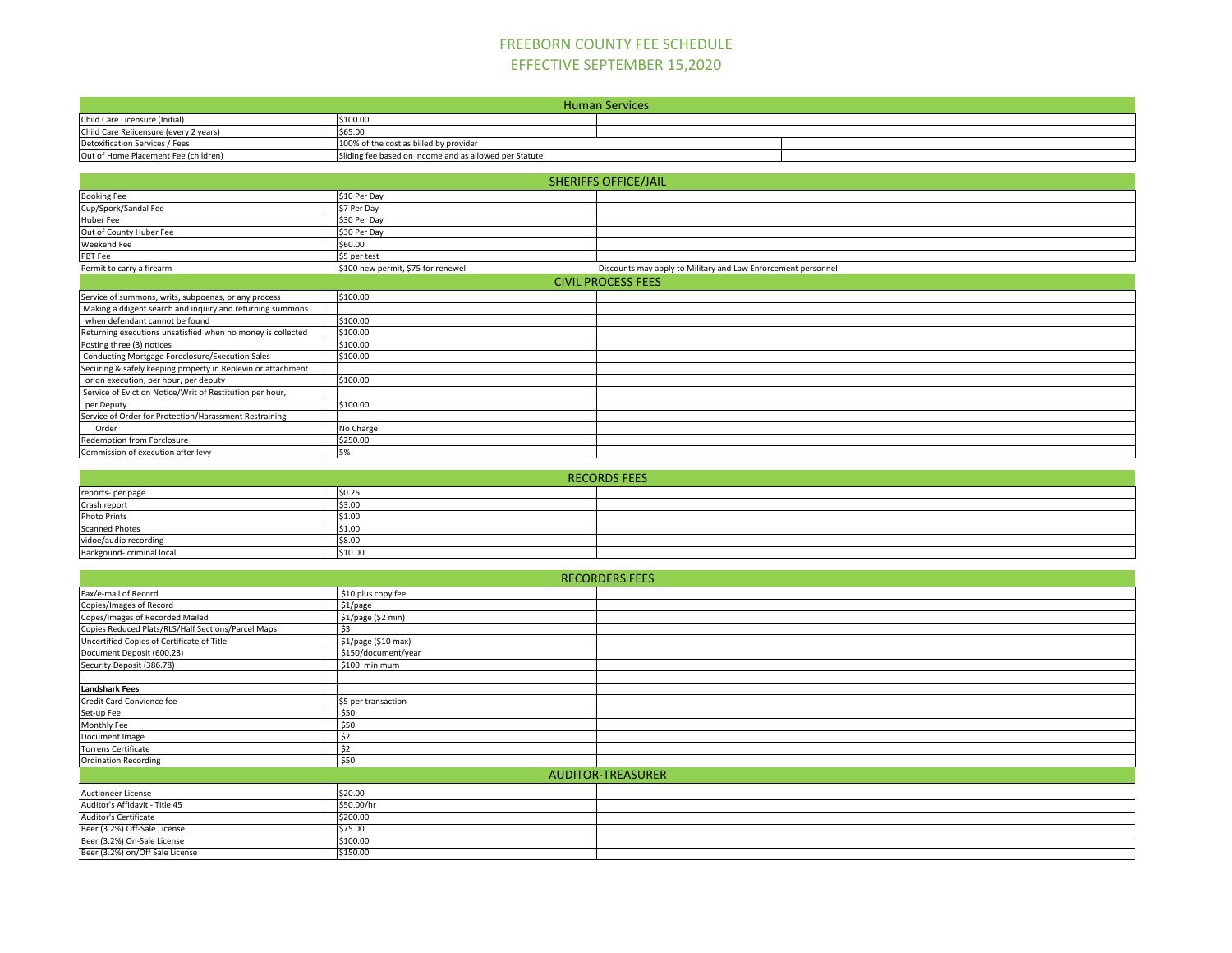# FREEBORN COUNTY FEE SCHEDULE
## EFFECTIVE SEPTEMBER 15,2020

| Human Services | | |
|---|---|---|
| Child Care Licensure (Initial) | $100.00 | |
| Child Care Relicensure (every 2 years) | $65.00 | |
| Detoxification Services / Fees | 100% of the cost as billed by provider | |
| Out of Home Placement Fee (children) | Sliding fee based on income and as allowed per Statute | |

| SHERIFFS OFFICE/JAIL | | |
|---|---|---|
| Booking Fee | $10 Per Day | |
| Cup/Spork/Sandal Fee | $7 Per Day | |
| Huber Fee | $30 Per Day | |
| Out of County Huber Fee | $30 Per Day | |
| Weekend Fee | $60.00 | |
| PBT Fee | $5 per test | |
| Permit to carry a firearm | $100 new permit, $75 for renewel | Discounts may apply to Military and Law Enforcement personnel |

| CIVIL PROCESS FEES | | |
|---|---|---|
| Service of summons, writs, subpoenas, or any process | $100.00 | |
| Making a diligent search and inquiry and returning summons when defendant cannot be found | $100.00 | |
| Returning executions unsatisfied when no money is collected | $100.00 | |
| Posting three (3) notices | $100.00 | |
| Conducting Mortgage Foreclosure/Execution Sales | $100.00 | |
| Securing & safely keeping property in Replevin or attachment or on execution, per hour, per deputy | $100.00 | |
| Service of Eviction Notice/Writ of Restitution per hour, per Deputy | $100.00 | |
| Service of Order for Protection/Harassment Restraining Order | No Charge | |
| Redemption from Forclosure | $250.00 | |
| Commission of execution after levy | 5% | |

| RECORDS FEES | | |
|---|---|---|
| reports- per page | $0.25 | |
| Crash report | $3.00 | |
| Photo Prints | $1.00 | |
| Scanned Photes | $1.00 | |
| vidoe/audio recording | $8.00 | |
| Backgound- criminal local | $10.00 | |

| RECORDERS FEES | | |
|---|---|---|
| Fax/e-mail of Record | $10 plus copy fee | |
| Copes/Images of Record | $1/page | |
| Copes/Images of Recorded Mailed | $1/page ($2 min) | |
| Copies Reduced Plats/RLS/Half Sections/Parcel Maps | $3 | |
| Uncertified Copies of Certificate of Title | $1/page ($10 max) | |
| Document Deposit (600.23) | $150/document/year | |
| Security Deposit (386.78) | $100 minimum | |
| | | |
| **Landshark Fees** | | |
| Credit Card Convience fee | $5 per transaction | |
| Set-up Fee | $50 | |
| Monthly Fee | $50 | |
| Document Image | $2 | |
| Torrens Certificate | $2 | |
| Ordination Recording | $50 | |

| AUDITOR-TREASURER | | |
|---|---|---|
| Auctioneer License | $20.00 | |
| Auditor's Affidavit - Title 45 | $50.00/hr | |
| Auditor's Certificate | $200.00 | |
| Beer (3.2%) Off-Sale License | $75.00 | |
| Beer (3.2%) On-Sale License | $100.00 | |
| Beer (3.2%) on/Off Sale License | $150.00 | |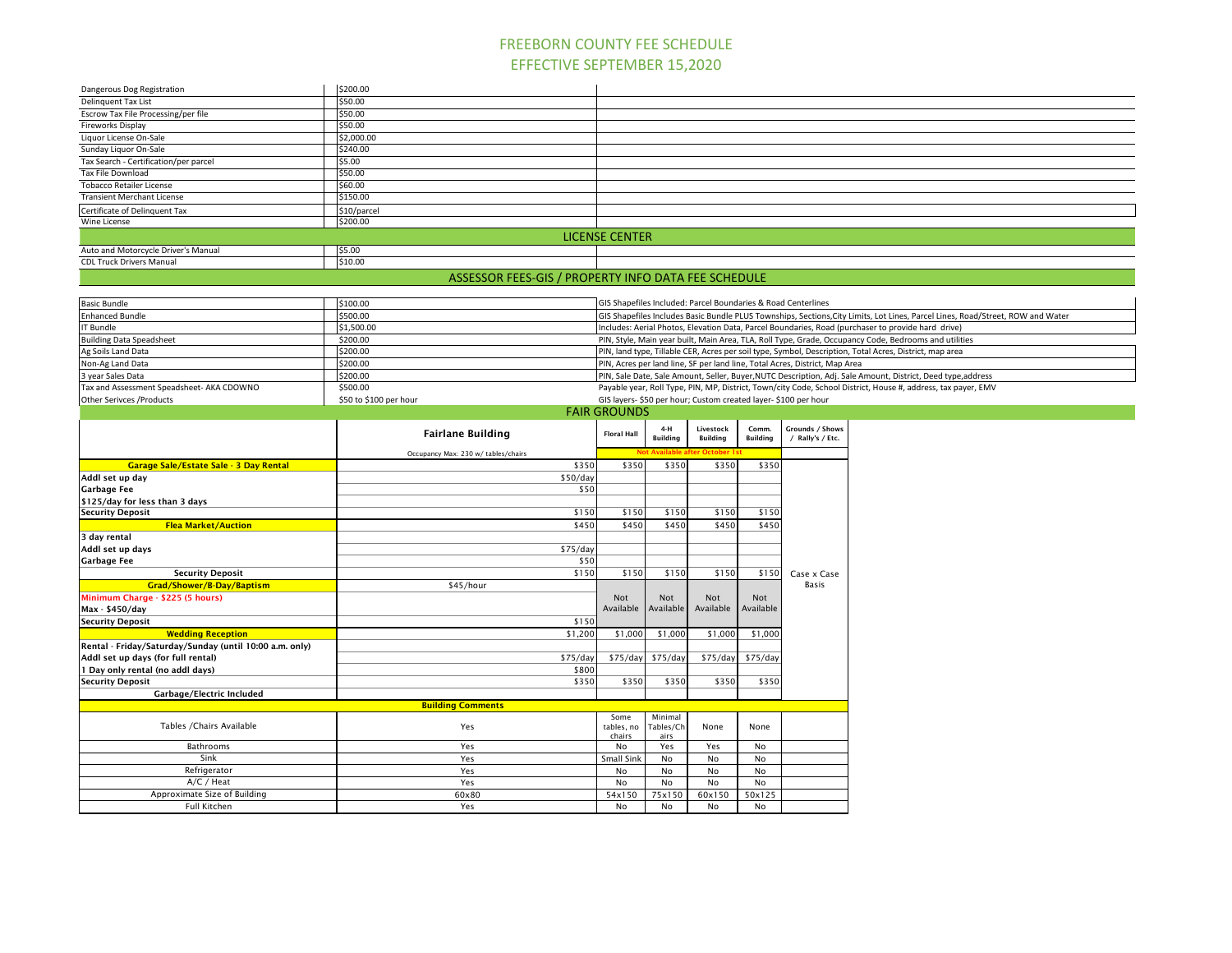# FREEBORN COUNTY FEE SCHEDULE
## EFFECTIVE SEPTEMBER 15,2020

| | | |
|---|---|---|
| Dangerous Dog Registration | $200.00 | |
| Delinquent Tax List | $50.00 | |
| Escrow Tax File Processing/per file | $50.00 | |
| Fireworks Display | $50.00 | |
| Liquor License On-Sale | $2,000.00 | |
| Sunday Liquor On-Sale | $240.00 | |
| Tax Search - Certification/per parcel | $5.00 | |
| Tax File Download | $50.00 | |
| Tobacco Retailer License | $60.00 | |
| Transient Merchant License | $150.00 | |
| Certificate of Delinquent Tax | $10/parcel | |
| Wine License | $200.00 | |

## LICENSE CENTER

| | | |
|---|---|---|
| Auto and Motorcycle Driver's Manual | $5.00 | |
| CDL Truck Drivers Manual | $10.00 | |

## ASSESSOR FEES-GIS / PROPERTY INFO DATA FEE SCHEDULE

| | | |
|---|---|---|
| Basic Bundle | $100.00 | GIS Shapefiles Included: Parcel Boundaries & Road Centerlines |
| Enhanced Bundle | $500.00 | GIS Shapefiles Includes Basic Bundle PLUS Townships, Sections,City Limits, Lot Lines, Parcel Lines, Road/Street, ROW and Water |
| IT Bundle | $1,500.00 | Includes: Aerial Photos, Elevation Data, Parcel Boundaries, Road (purchaser to provide hard drive) |
| Building Data Speadsheet | $200.00 | PIN, Style, Main year built, Main Area, TLA, Roll Type, Grade, Occupancy Code, Bedrooms and utilities |
| Ag Soils Land Data | $200.00 | PIN, land type, Tillable CER, Acres per soil type, Symbol, Description, Total Acres, District, map area |
| Non-Ag Land Data | $200.00 | PIN, Acres per land line, SF per land line, Total Acres, District, Map Area |
| 3 year Sales Data | $200.00 | PIN, Sale Date, Sale Amount, Seller, Buyer,NUTC Description, Adj. Sale Amount, District, Deed type,address |
| Tax and Assessment Speadsheet- AKA CDOWNO | $500.00 | Payable year, Roll Type, PIN, MP, District, Town/city Code, School District, House #, address, tax payer, EMV |
| Other Serivces /Products | $50 to $100 per hour | GIS layers- $50 per hour; Custom created layer- $100 per hour |

## FAIR GROUNDS

| | Fairlane Building | Floral Hall | 4-H Building | Livestock Building | Comm. Building | Grounds / Shows / Rally's / Etc. |
|---|---|---|---|---|---|---|
| | Occupancy Max: 230 w/ tables/chairs | Not Available after October 1st | | | | |
| **Garage Sale/Estate Sale - 3 Day Rental** | $350 | $350 | $350 | $350 | $350 | |
| **Addl set up day** | $50/day | | | | | |
| **Garbage Fee** | $50 | | | | | |
| **$125/day for less than 3 days** | | | | | | |
| **Security Deposit** | $150 | $150 | $150 | $150 | $150 | |
| **Flea Market/Auction** | $450 | $450 | $450 | $450 | $450 | |
| **3 day rental** | | | | | | |
| **Addl set up days** | $75/day | | | | | |
| **Garbage Fee** | $50 | | | | | |
| **Security Deposit** | $150 | $150 | $150 | $150 | $150 | Case x Case Basis |
| **Grad/Shower/B-Day/Baptism** | $45/hour | | | | | |
| **Minimum Charge - $225 (5 hours)** **Max - $450/day** | | Not Available | Not Available | Not Available | Not Available | |
| **Security Deposit** | $150 | | | | | |
| **Wedding Reception** | $1,200 | $1,000 | $1,000 | $1,000 | $1,000 | |
| **Rental - Friday/Saturday/Sunday (until 10:00 a.m. only)** | | | | | | |
| **Addl set up days (for full rental)** | $75/day | $75/day | $75/day | $75/day | $75/day | |
| **1 Day only rental (no addl days)** | $800 | | | | | |
| **Security Deposit** | $350 | $350 | $350 | $350 | $350 | |
| **Garbage/Electric Included** | | | | | | |
| | **Building Comments** | | | | | |
| Tables /Chairs Available | Yes | Some tables, no chairs | Minimal Tables/Chairs | None | None | |
| Bathrooms | Yes | No | Yes | Yes | No | |
| Sink | Yes | Small Sink | No | No | No | |
| Refrigerator | Yes | No | No | No | No | |
| A/C / Heat | Yes | No | No | No | No | |
| Approximate Size of Building | 60x80 | 54x150 | 75x150 | 60x150 | 50x125 | |
| Full Kitchen | Yes | No | No | No | No | |